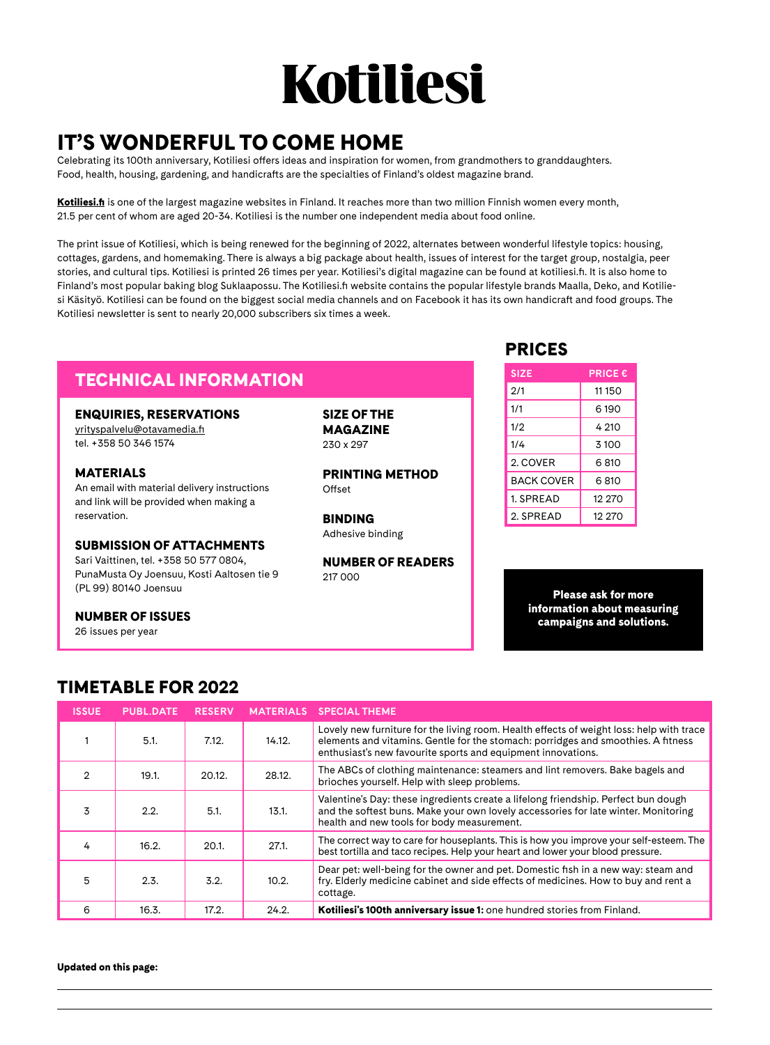# Kotiliesi

## IT'S WONDERFUL TO COME HOME

Celebrating its 100th anniversary, Kotiliesi offers ideas and inspiration for women, from grandmothers to granddaughters. Food, health, housing, gardening, and handicrafts are the specialties of Finland's oldest magazine brand.

**Kotiliesi.fi** is one of the largest magazine websites in Finland. It reaches more than two million Finnish women every month, 21.5 per cent of whom are aged 20-34. Kotiliesi is the number one independent media about food online.

The print issue of Kotiliesi, which is being renewed for the beginning of 2022, alternates between wonderful lifestyle topics: housing, cottages, gardens, and homemaking. There is always a big package about health, issues of interest for the target group, nostalgia, peer stories, and cultural tips. Kotiliesi is printed 26 times per year. Kotiliesi's digital magazine can be found at kotiliesi.fi. It is also home to Finland's most popular baking blog Suklaapossu. The Kotiliesi.fi website contains the popular lifestyle brands Maalla, Deko, and Kotiliesi Käsityö. Kotiliesi can be found on the biggest social media channels and on Facebook it has its own handicraft and food groups. The Kotiliesi newsletter is sent to nearly 20,000 subscribers six times a week.

## TECHNICAL INFORMATION

### ENQUIRIES, RESERVATIONS

yrityspalvelu@otavamedia.fi
tel. +358 50 346 1574

### MATERIALS

An email with material delivery instructions and link will be provided when making a reservation.

### SUBMISSION OF ATTACHMENTS

Sari Vaittinen, tel. +358 50 577 0804, PunaMusta Oy Joensuu, Kosti Aaltosen tie 9 (PL 99) 80140 Joensuu

### NUMBER OF ISSUES

26 issues per year

### SIZE OF THE MAGAZINE

230 x 297

### PRINTING METHOD

Offset

### BINDING

Adhesive binding

### NUMBER OF READERS

217 000

## PRICES

| SIZE | PRICE € |
|---|---|
| 2/1 | 11 150 |
| 1/1 | 6 190 |
| 1/2 | 4 210 |
| 1/4 | 3 100 |
| 2. COVER | 6 810 |
| BACK COVER | 6 810 |
| 1. SPREAD | 12 270 |
| 2. SPREAD | 12 270 |

**Please ask for more information about measuring campaigns and solutions.**

## TIMETABLE FOR 2022

| ISSUE | PUBL.DATE | RESERV | MATERIALS | SPECIAL THEME |
|---|---|---|---|---|
| 1 | 5.1. | 7.12. | 14.12. | Lovely new furniture for the living room. Health effects of weight loss: help with trace elements and vitamins. Gentle for the stomach: porridges and smoothies. A fitness enthusiast's new favourite sports and equipment innovations. |
| 2 | 19.1. | 20.12. | 28.12. | The ABCs of clothing maintenance: steamers and lint removers. Bake bagels and brioches yourself. Help with sleep problems. |
| 3 | 2.2. | 5.1. | 13.1. | Valentine's Day: these ingredients create a lifelong friendship. Perfect bun dough and the softest buns. Make your own lovely accessories for late winter. Monitoring health and new tools for body measurement. |
| 4 | 16.2. | 20.1. | 27.1. | The correct way to care for houseplants. This is how you improve your self-esteem. The best tortilla and taco recipes. Help your heart and lower your blood pressure. |
| 5 | 2.3. | 3.2. | 10.2. | Dear pet: well-being for the owner and pet. Domestic fish in a new way: steam and fry. Elderly medicine cabinet and side effects of medicines. How to buy and rent a cottage. |
| 6 | 16.3. | 17.2. | 24.2. | **Kotiliesi's 100th anniversary issue 1:** one hundred stories from Finland. |

**Updated on this page:**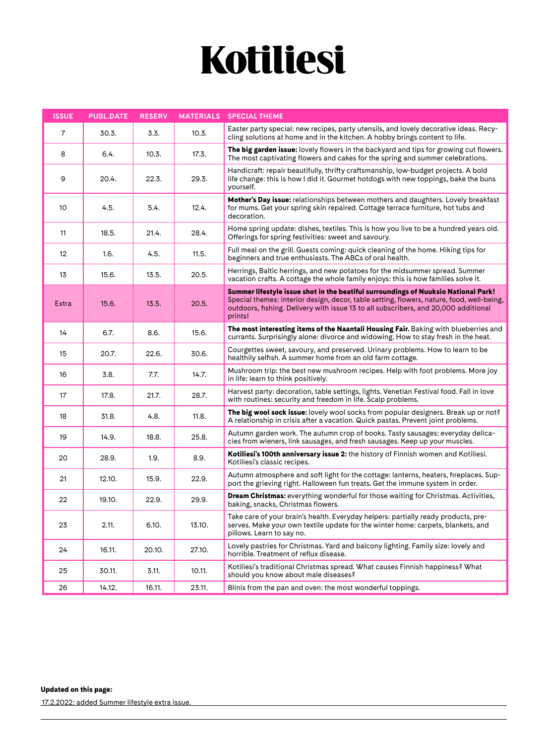# Kotiliesi

| ISSUE | PUBL.DATE | RESERV | MATERIALS | SPECIAL THEME |
|---|---|---|---|---|
| 7 | 30.3. | 3.3. | 10.3. | Easter party special: new recipes, party utensils, and lovely decorative ideas. Recycling solutions at home and in the kitchen. A hobby brings content to life. |
| 8 | 6.4. | 10.3. | 17.3. | **The big garden issue:** lovely flowers in the backyard and tips for growing cut flowers. The most captivating flowers and cakes for the spring and summer celebrations. |
| 9 | 20.4. | 22.3. | 29.3. | Handicraft: repair beautifully, thrifty craftsmanship, low-budget projects. A bold life change: this is how I did it. Gourmet hotdogs with new toppings, bake the buns yourself. |
| 10 | 4.5. | 5.4. | 12.4. | **Mother's Day issue:** relationships between mothers and daughters. Lovely breakfast for mums. Get your spring skin repaired. Cottage terrace furniture, hot tubs and decoration. |
| 11 | 18.5. | 21.4. | 28.4. | Home spring update: dishes, textiles. This is how you live to be a hundred years old. Offerings for spring festivities: sweet and savoury. |
| 12 | 1.6. | 4.5. | 11.5. | Full meal on the grill. Guests coming: quick cleaning of the home. Hiking tips for beginners and true enthusiasts. The ABCs of oral health. |
| 13 | 15.6. | 13.5. | 20.5. | Herrings, Baltic herrings, and new potatoes for the midsummer spread. Summer vacation crafts. A cottage the whole family enjoys: this is how families solve it. |
| Extra | 15.6. | 13.5. | 20.5. | **Summer lifestyle issue shot in the beatiful surroundings of Nuuksio National Park!** Special themes: interior design, decor, table setting, flowers, nature, food, well-being, outdoors, fishing. Delivery with issue 13 to all subscribers, and 20,000 additional prints! |
| 14 | 6.7. | 8.6. | 15.6. | **The most interesting items of the Naantali Housing Fair.** Baking with blueberries and currants. Surprisingly alone: divorce and widowing. How to stay fresh in the heat. |
| 15 | 20.7. | 22.6. | 30.6. | Courgettes sweet, savoury, and preserved. Urinary problems. How to learn to be healthily selfish. A summer home from an old farm cottage. |
| 16 | 3.8. | 7.7. | 14.7. | Mushroom trip: the best new mushroom recipes. Help with foot problems. More joy in life: learn to think positively. |
| 17 | 17.8. | 21.7. | 28.7. | Harvest party: decoration, table settings, lights. Venetian Festival food. Fall in love with routines: security and freedom in life. Scalp problems. |
| 18 | 31.8. | 4.8. | 11.8. | **The big wool sock issue:** lovely wool socks from popular designers. Break up or not? A relationship in crisis after a vacation. Quick pastas. Prevent joint problems. |
| 19 | 14.9. | 18.8. | 25.8. | Autumn garden work. The autumn crop of books. Tasty sausages: everyday delicacies from wieners, link sausages, and fresh sausages. Keep up your muscles. |
| 20 | 28.9. | 1.9. | 8.9. | **Kotiliesi's 100th anniversary issue 2:** the history of Finnish women and Kotiliesi. Kotiliesi's classic recipes. |
| 21 | 12.10. | 15.9. | 22.9. | Autumn atmosphere and soft light for the cottage: lanterns, heaters, fireplaces. Support the grieving right. Halloween fun treats. Get the immune system in order. |
| 22 | 19.10. | 22.9. | 29.9. | **Dream Christmas:** everything wonderful for those waiting for Christmas. Activities, baking, snacks, Christmas flowers. |
| 23 | 2.11. | 6.10. | 13.10. | Take care of your brain's health. Everyday helpers: partially ready products, preserves. Make your own textile update for the winter home: carpets, blankets, and pillows. Learn to say no. |
| 24 | 16.11. | 20.10. | 27.10. | Lovely pastries for Christmas. Yard and balcony lighting. Family size: lovely and horrible. Treatment of reflux disease. |
| 25 | 30.11. | 3.11. | 10.11. | Kotiliesi's traditional Christmas spread. What causes Finnish happiness? What should you know about male diseases? |
| 26 | 14.12. | 16.11. | 23.11. | Blinis from the pan and oven: the most wonderful toppings. |

**Updated on this page:**

17.2.2022: added Summer lifestyle extra issue.